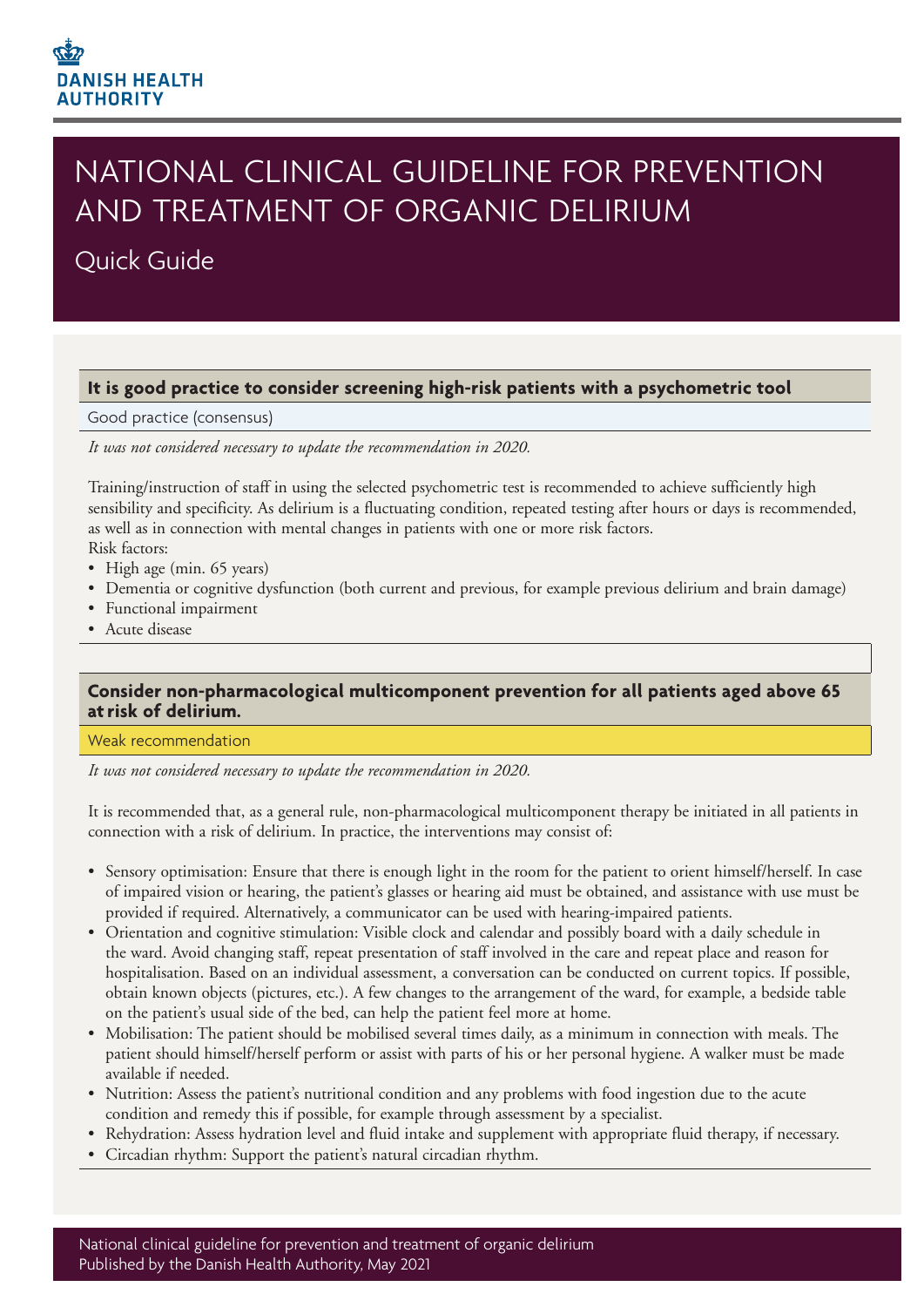DANISH HEALTH AUTHORITY

# NATIONAL CLINICAL GUIDELINE FOR PREVENTION AND TREATMENT OF ORGANIC DELIRIUM

## Quick Guide

### It is good practice to consider screening high-risk patients with a psychometric tool

Good practice (consensus)

*It was not considered necessary to update the recommendation in 2020.*

Training/instruction of staff in using the selected psychometric test is recommended to achieve sufficiently high sensibility and specificity. As delirium is a fluctuating condition, repeated testing after hours or days is recommended, as well as in connection with mental changes in patients with one or more risk factors.
Risk factors:

- High age (min. 65 years)
- Dementia or cognitive dysfunction (both current and previous, for example previous delirium and brain damage)
- Functional impairment
- Acute disease

### Consider non-pharmacological multicomponent prevention for all patients aged above 65 at risk of delirium.

Weak recommendation

*It was not considered necessary to update the recommendation in 2020.*

It is recommended that, as a general rule, non-pharmacological multicomponent therapy be initiated in all patients in connection with a risk of delirium. In practice, the interventions may consist of:

- Sensory optimisation: Ensure that there is enough light in the room for the patient to orient himself/herself. In case of impaired vision or hearing, the patient's glasses or hearing aid must be obtained, and assistance with use must be provided if required. Alternatively, a communicator can be used with hearing-impaired patients.
- Orientation and cognitive stimulation: Visible clock and calendar and possibly board with a daily schedule in the ward. Avoid changing staff, repeat presentation of staff involved in the care and repeat place and reason for hospitalisation. Based on an individual assessment, a conversation can be conducted on current topics. If possible, obtain known objects (pictures, etc.). A few changes to the arrangement of the ward, for example, a bedside table on the patient's usual side of the bed, can help the patient feel more at home.
- Mobilisation: The patient should be mobilised several times daily, as a minimum in connection with meals. The patient should himself/herself perform or assist with parts of his or her personal hygiene. A walker must be made available if needed.
- Nutrition: Assess the patient's nutritional condition and any problems with food ingestion due to the acute condition and remedy this if possible, for example through assessment by a specialist.
- Rehydration: Assess hydration level and fluid intake and supplement with appropriate fluid therapy, if necessary.
- Circadian rhythm: Support the patient's natural circadian rhythm.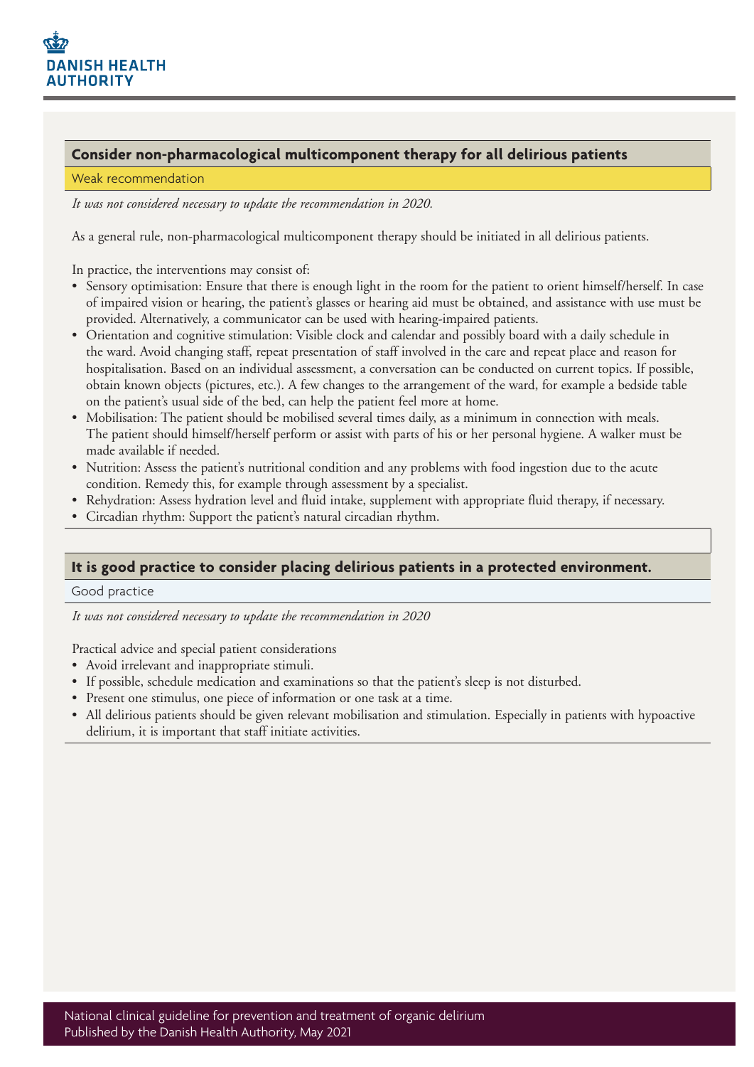## Consider non-pharmacological multicomponent therapy for all delirious patients

Weak recommendation

*It was not considered necessary to update the recommendation in 2020.*

As a general rule, non-pharmacological multicomponent therapy should be initiated in all delirious patients.

In practice, the interventions may consist of:

- Sensory optimisation: Ensure that there is enough light in the room for the patient to orient himself/herself. In case of impaired vision or hearing, the patient's glasses or hearing aid must be obtained, and assistance with use must be provided. Alternatively, a communicator can be used with hearing-impaired patients.
- Orientation and cognitive stimulation: Visible clock and calendar and possibly board with a daily schedule in the ward. Avoid changing staff, repeat presentation of staff involved in the care and repeat place and reason for hospitalisation. Based on an individual assessment, a conversation can be conducted on current topics. If possible, obtain known objects (pictures, etc.). A few changes to the arrangement of the ward, for example a bedside table on the patient's usual side of the bed, can help the patient feel more at home.
- Mobilisation: The patient should be mobilised several times daily, as a minimum in connection with meals. The patient should himself/herself perform or assist with parts of his or her personal hygiene. A walker must be made available if needed.
- Nutrition: Assess the patient's nutritional condition and any problems with food ingestion due to the acute condition. Remedy this, for example through assessment by a specialist.
- Rehydration: Assess hydration level and fluid intake, supplement with appropriate fluid therapy, if necessary.
- Circadian rhythm: Support the patient's natural circadian rhythm.

## It is good practice to consider placing delirious patients in a protected environment.

Good practice

*It was not considered necessary to update the recommendation in 2020*

Practical advice and special patient considerations

- Avoid irrelevant and inappropriate stimuli.
- If possible, schedule medication and examinations so that the patient's sleep is not disturbed.
- Present one stimulus, one piece of information or one task at a time.
- All delirious patients should be given relevant mobilisation and stimulation. Especially in patients with hypoactive delirium, it is important that staff initiate activities.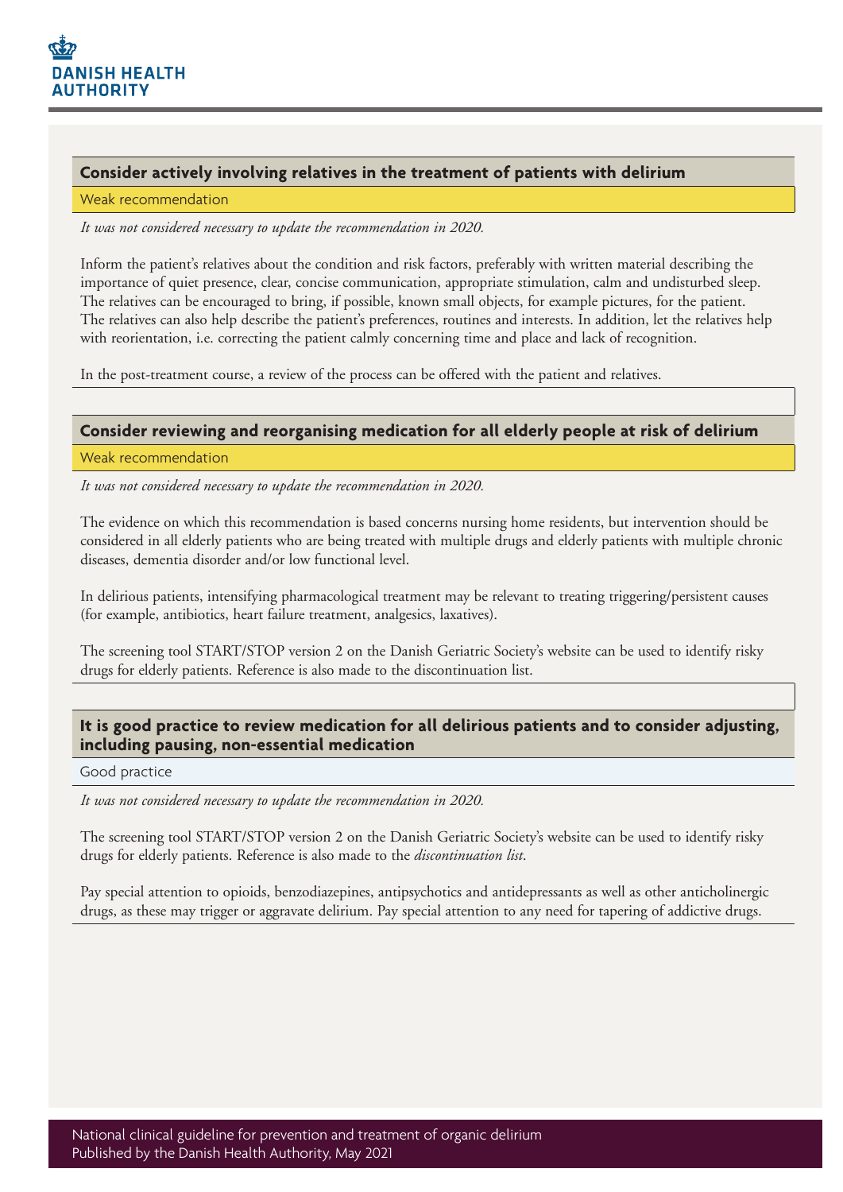## Consider actively involving relatives in the treatment of patients with delirium

Weak recommendation

*It was not considered necessary to update the recommendation in 2020.*

Inform the patient's relatives about the condition and risk factors, preferably with written material describing the importance of quiet presence, clear, concise communication, appropriate stimulation, calm and undisturbed sleep. The relatives can be encouraged to bring, if possible, known small objects, for example pictures, for the patient. The relatives can also help describe the patient's preferences, routines and interests. In addition, let the relatives help with reorientation, i.e. correcting the patient calmly concerning time and place and lack of recognition.

In the post-treatment course, a review of the process can be offered with the patient and relatives.

## Consider reviewing and reorganising medication for all elderly people at risk of delirium

Weak recommendation

*It was not considered necessary to update the recommendation in 2020.*

The evidence on which this recommendation is based concerns nursing home residents, but intervention should be considered in all elderly patients who are being treated with multiple drugs and elderly patients with multiple chronic diseases, dementia disorder and/or low functional level.

In delirious patients, intensifying pharmacological treatment may be relevant to treating triggering/persistent causes (for example, antibiotics, heart failure treatment, analgesics, laxatives).

The screening tool START/STOP version 2 on the Danish Geriatric Society's website can be used to identify risky drugs for elderly patients. Reference is also made to the discontinuation list.

## It is good practice to review medication for all delirious patients and to consider adjusting, including pausing, non-essential medication

Good practice

*It was not considered necessary to update the recommendation in 2020.*

The screening tool START/STOP version 2 on the Danish Geriatric Society's website can be used to identify risky drugs for elderly patients. Reference is also made to the *discontinuation list*.

Pay special attention to opioids, benzodiazepines, antipsychotics and antidepressants as well as other anticholinergic drugs, as these may trigger or aggravate delirium. Pay special attention to any need for tapering of addictive drugs.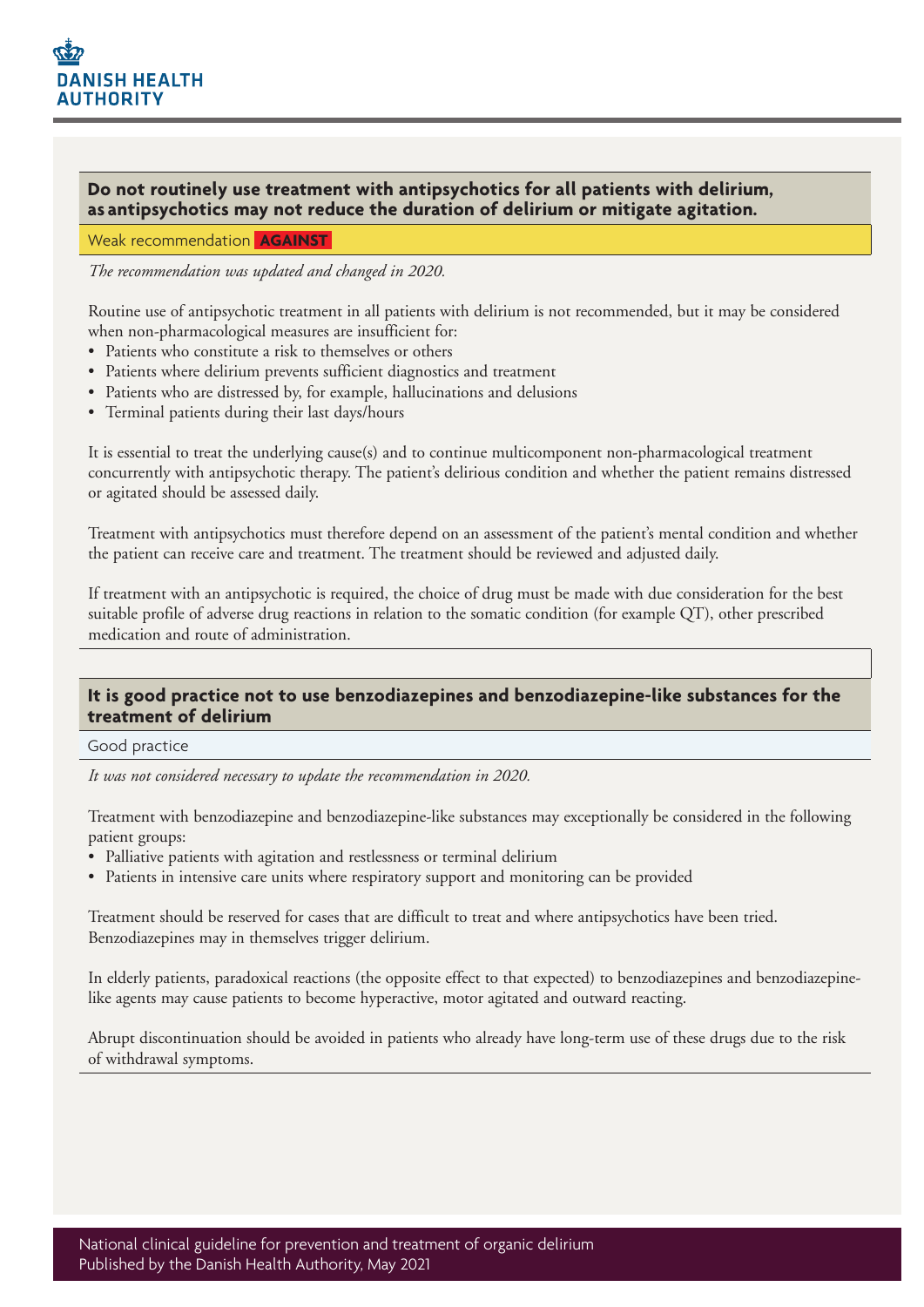**Do not routinely use treatment with antipsychotics for all patients with delirium, as antipsychotics may not reduce the duration of delirium or mitigate agitation.**

Weak recommendation **AGAINST**

*The recommendation was updated and changed in 2020.*

Routine use of antipsychotic treatment in all patients with delirium is not recommended, but it may be considered when non-pharmacological measures are insufficient for:

- Patients who constitute a risk to themselves or others
- Patients where delirium prevents sufficient diagnostics and treatment
- Patients who are distressed by, for example, hallucinations and delusions
- Terminal patients during their last days/hours

It is essential to treat the underlying cause(s) and to continue multicomponent non-pharmacological treatment concurrently with antipsychotic therapy. The patient's delirious condition and whether the patient remains distressed or agitated should be assessed daily.

Treatment with antipsychotics must therefore depend on an assessment of the patient's mental condition and whether the patient can receive care and treatment. The treatment should be reviewed and adjusted daily.

If treatment with an antipsychotic is required, the choice of drug must be made with due consideration for the best suitable profile of adverse drug reactions in relation to the somatic condition (for example QT), other prescribed medication and route of administration.

**It is good practice not to use benzodiazepines and benzodiazepine-like substances for the treatment of delirium**

Good practice

*It was not considered necessary to update the recommendation in 2020.*

Treatment with benzodiazepine and benzodiazepine-like substances may exceptionally be considered in the following patient groups:

- Palliative patients with agitation and restlessness or terminal delirium
- Patients in intensive care units where respiratory support and monitoring can be provided

Treatment should be reserved for cases that are difficult to treat and where antipsychotics have been tried. Benzodiazepines may in themselves trigger delirium.

In elderly patients, paradoxical reactions (the opposite effect to that expected) to benzodiazepines and benzodiazepine-like agents may cause patients to become hyperactive, motor agitated and outward reacting.

Abrupt discontinuation should be avoided in patients who already have long-term use of these drugs due to the risk of withdrawal symptoms.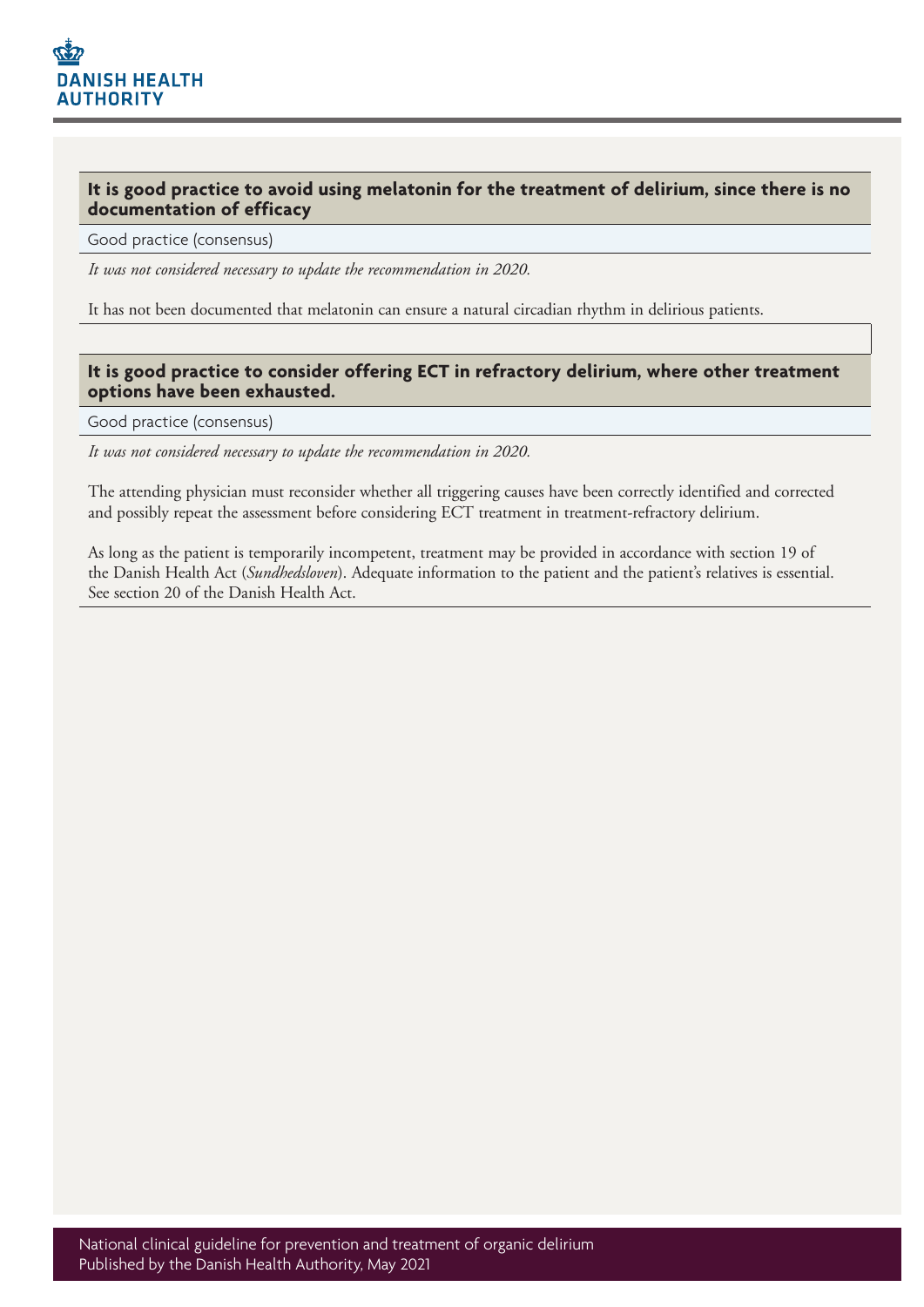### It is good practice to avoid using melatonin for the treatment of delirium, since there is no documentation of efficacy

Good practice (consensus)

*It was not considered necessary to update the recommendation in 2020.*

It has not been documented that melatonin can ensure a natural circadian rhythm in delirious patients.

### It is good practice to consider offering ECT in refractory delirium, where other treatment options have been exhausted.

Good practice (consensus)

*It was not considered necessary to update the recommendation in 2020.*

The attending physician must reconsider whether all triggering causes have been correctly identified and corrected and possibly repeat the assessment before considering ECT treatment in treatment-refractory delirium.

As long as the patient is temporarily incompetent, treatment may be provided in accordance with section 19 of the Danish Health Act (*Sundhedsloven*). Adequate information to the patient and the patient's relatives is essential. See section 20 of the Danish Health Act.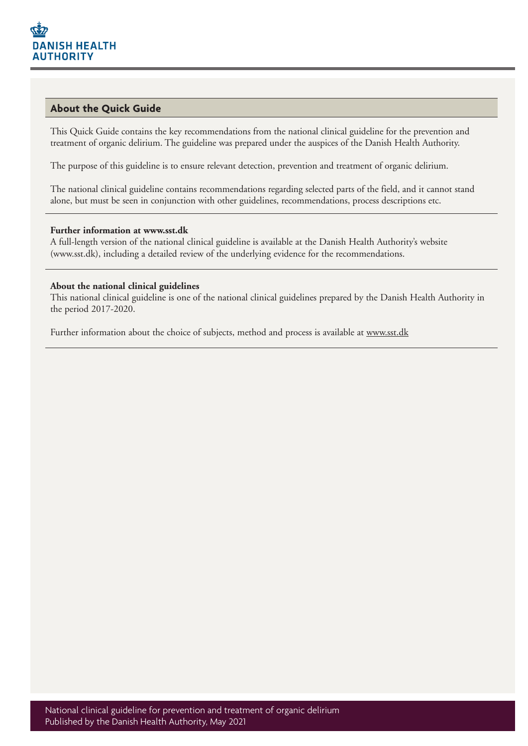## About the Quick Guide

This Quick Guide contains the key recommendations from the national clinical guideline for the prevention and treatment of organic delirium. The guideline was prepared under the auspices of the Danish Health Authority.

The purpose of this guideline is to ensure relevant detection, prevention and treatment of organic delirium.

The national clinical guideline contains recommendations regarding selected parts of the field, and it cannot stand alone, but must be seen in conjunction with other guidelines, recommendations, process descriptions etc.

**Further information at www.sst.dk**

A full-length version of the national clinical guideline is available at the Danish Health Authority's website (www.sst.dk), including a detailed review of the underlying evidence for the recommendations.

**About the national clinical guidelines**

This national clinical guideline is one of the national clinical guidelines prepared by the Danish Health Authority in the period 2017-2020.

Further information about the choice of subjects, method and process is available at www.sst.dk

National clinical guideline for prevention and treatment of organic delirium
Published by the Danish Health Authority, May 2021